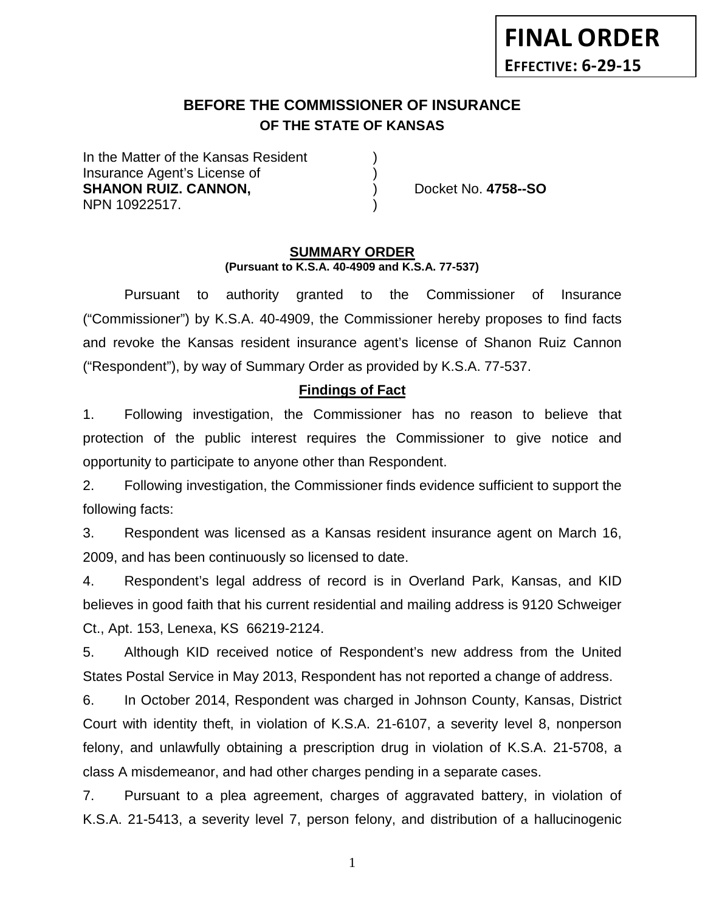**FINAL ORDER**
**EFFECTIVE: 6-29-15**

# BEFORE THE COMMISSIONER OF INSURANCE
## OF THE STATE OF KANSAS

In the Matter of the Kansas Resident )
Insurance Agent's License of )
**SHANON RUIZ. CANNON,** ) Docket No. **4758--SO**
NPN 10922517. )

### SUMMARY ORDER
**(Pursuant to K.S.A. 40-4909 and K.S.A. 77-537)**

Pursuant to authority granted to the Commissioner of Insurance ("Commissioner") by K.S.A. 40-4909, the Commissioner hereby proposes to find facts and revoke the Kansas resident insurance agent's license of Shanon Ruiz Cannon ("Respondent"), by way of Summary Order as provided by K.S.A. 77-537.

### Findings of Fact

1. Following investigation, the Commissioner has no reason to believe that protection of the public interest requires the Commissioner to give notice and opportunity to participate to anyone other than Respondent.

2. Following investigation, the Commissioner finds evidence sufficient to support the following facts:

3. Respondent was licensed as a Kansas resident insurance agent on March 16, 2009, and has been continuously so licensed to date.

4. Respondent's legal address of record is in Overland Park, Kansas, and KID believes in good faith that his current residential and mailing address is 9120 Schweiger Ct., Apt. 153, Lenexa, KS 66219-2124.

5. Although KID received notice of Respondent's new address from the United States Postal Service in May 2013, Respondent has not reported a change of address.

6. In October 2014, Respondent was charged in Johnson County, Kansas, District Court with identity theft, in violation of K.S.A. 21-6107, a severity level 8, nonperson felony, and unlawfully obtaining a prescription drug in violation of K.S.A. 21-5708, a class A misdemeanor, and had other charges pending in a separate cases.

7. Pursuant to a plea agreement, charges of aggravated battery, in violation of K.S.A. 21-5413, a severity level 7, person felony, and distribution of a hallucinogenic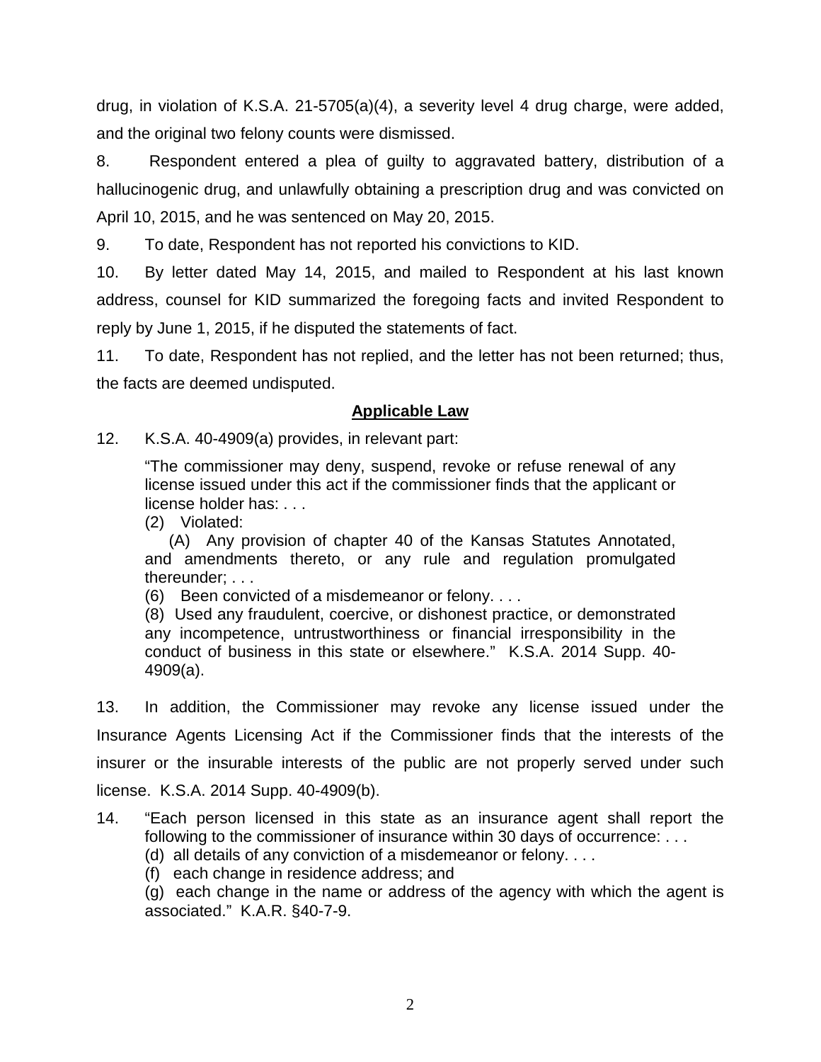drug, in violation of K.S.A. 21-5705(a)(4), a severity level 4 drug charge, were added, and the original two felony counts were dismissed.

8. Respondent entered a plea of guilty to aggravated battery, distribution of a hallucinogenic drug, and unlawfully obtaining a prescription drug and was convicted on April 10, 2015, and he was sentenced on May 20, 2015.

9. To date, Respondent has not reported his convictions to KID.

10. By letter dated May 14, 2015, and mailed to Respondent at his last known address, counsel for KID summarized the foregoing facts and invited Respondent to reply by June 1, 2015, if he disputed the statements of fact.

11. To date, Respondent has not replied, and the letter has not been returned; thus, the facts are deemed undisputed.

## **Applicable Law**

12. K.S.A. 40-4909(a) provides, in relevant part:

> "The commissioner may deny, suspend, revoke or refuse renewal of any license issued under this act if the commissioner finds that the applicant or license holder has: . . .
> (2) Violated:
> (A) Any provision of chapter 40 of the Kansas Statutes Annotated, and amendments thereto, or any rule and regulation promulgated thereunder; . . .
> (6) Been convicted of a misdemeanor or felony. . . .
> (8) Used any fraudulent, coercive, or dishonest practice, or demonstrated any incompetence, untrustworthiness or financial irresponsibility in the conduct of business in this state or elsewhere." K.S.A. 2014 Supp. 40-4909(a).

13. In addition, the Commissioner may revoke any license issued under the Insurance Agents Licensing Act if the Commissioner finds that the interests of the insurer or the insurable interests of the public are not properly served under such license. K.S.A. 2014 Supp. 40-4909(b).

14. "Each person licensed in this state as an insurance agent shall report the following to the commissioner of insurance within 30 days of occurrence: . . .
(d) all details of any conviction of a misdemeanor or felony. . . .
(f) each change in residence address; and
(g) each change in the name or address of the agency with which the agent is associated." K.A.R. §40-7-9.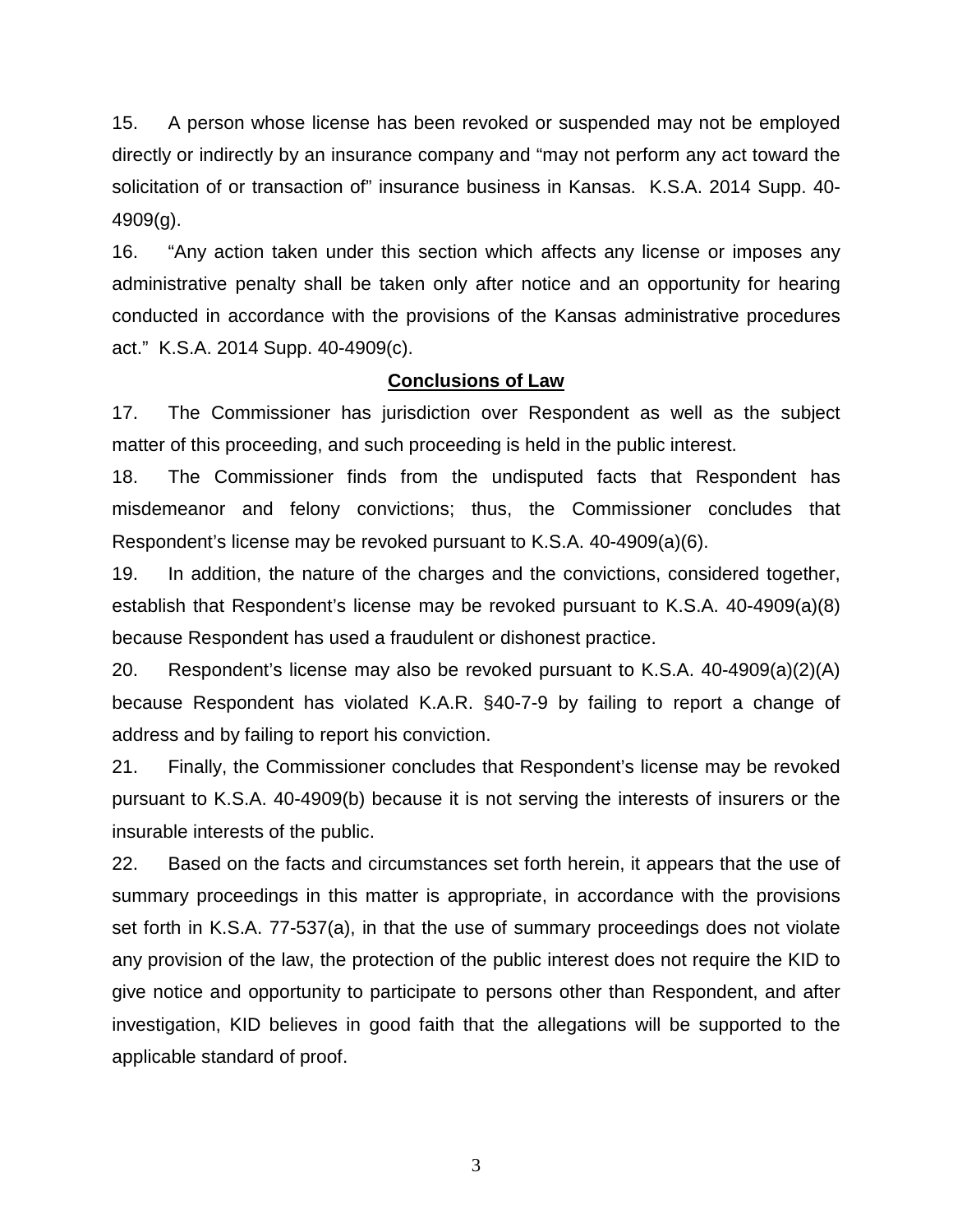15. A person whose license has been revoked or suspended may not be employed directly or indirectly by an insurance company and "may not perform any act toward the solicitation of or transaction of" insurance business in Kansas. K.S.A. 2014 Supp. 40-4909(g).

16. "Any action taken under this section which affects any license or imposes any administrative penalty shall be taken only after notice and an opportunity for hearing conducted in accordance with the provisions of the Kansas administrative procedures act." K.S.A. 2014 Supp. 40-4909(c).

## Conclusions of Law

17. The Commissioner has jurisdiction over Respondent as well as the subject matter of this proceeding, and such proceeding is held in the public interest.

18. The Commissioner finds from the undisputed facts that Respondent has misdemeanor and felony convictions; thus, the Commissioner concludes that Respondent's license may be revoked pursuant to K.S.A. 40-4909(a)(6).

19. In addition, the nature of the charges and the convictions, considered together, establish that Respondent's license may be revoked pursuant to K.S.A. 40-4909(a)(8) because Respondent has used a fraudulent or dishonest practice.

20. Respondent's license may also be revoked pursuant to K.S.A. 40-4909(a)(2)(A) because Respondent has violated K.A.R. §40-7-9 by failing to report a change of address and by failing to report his conviction.

21. Finally, the Commissioner concludes that Respondent's license may be revoked pursuant to K.S.A. 40-4909(b) because it is not serving the interests of insurers or the insurable interests of the public.

22. Based on the facts and circumstances set forth herein, it appears that the use of summary proceedings in this matter is appropriate, in accordance with the provisions set forth in K.S.A. 77-537(a), in that the use of summary proceedings does not violate any provision of the law, the protection of the public interest does not require the KID to give notice and opportunity to participate to persons other than Respondent, and after investigation, KID believes in good faith that the allegations will be supported to the applicable standard of proof.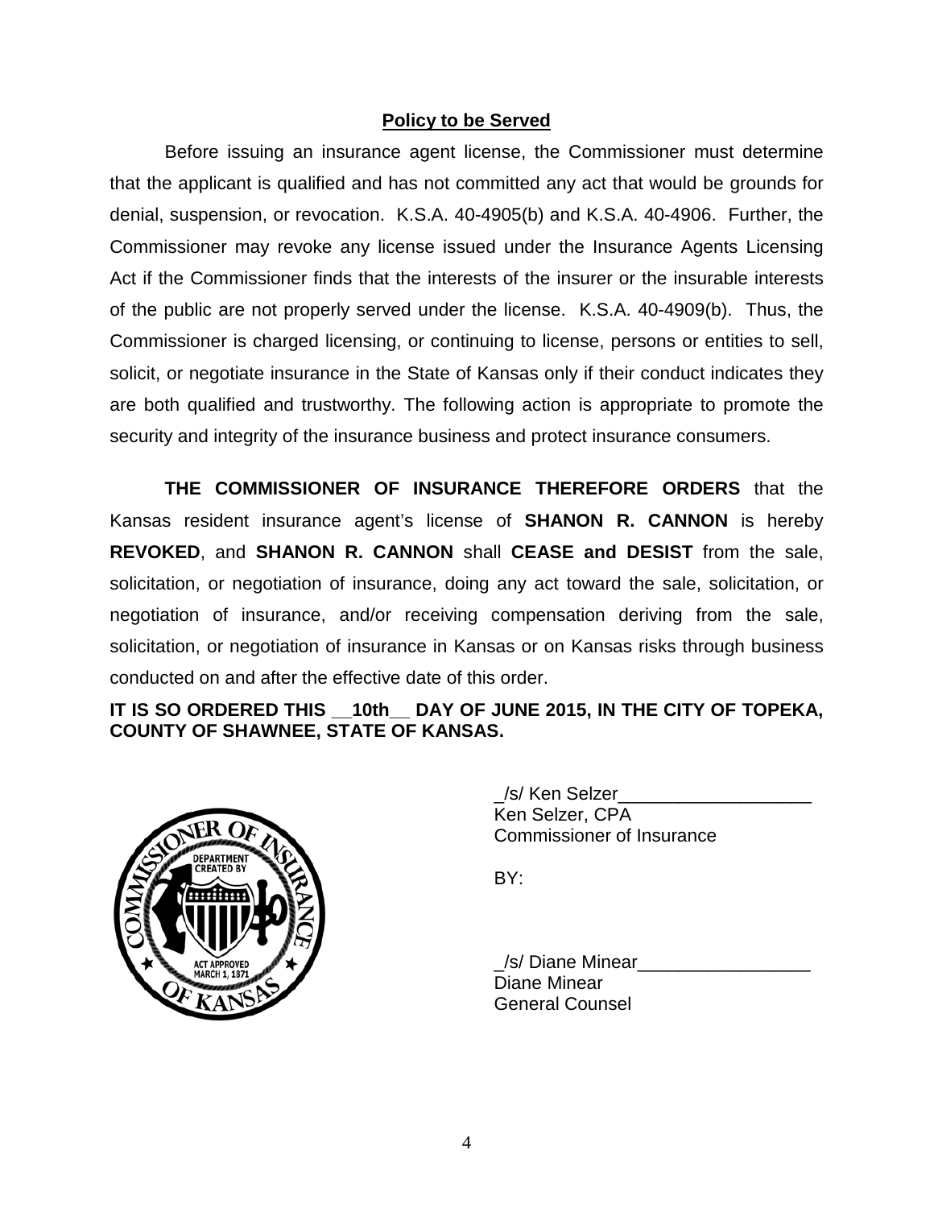## Policy to be Served

Before issuing an insurance agent license, the Commissioner must determine that the applicant is qualified and has not committed any act that would be grounds for denial, suspension, or revocation. K.S.A. 40-4905(b) and K.S.A. 40-4906. Further, the Commissioner may revoke any license issued under the Insurance Agents Licensing Act if the Commissioner finds that the interests of the insurer or the insurable interests of the public are not properly served under the license. K.S.A. 40-4909(b). Thus, the Commissioner is charged licensing, or continuing to license, persons or entities to sell, solicit, or negotiate insurance in the State of Kansas only if their conduct indicates they are both qualified and trustworthy. The following action is appropriate to promote the security and integrity of the insurance business and protect insurance consumers.

**THE COMMISSIONER OF INSURANCE THEREFORE ORDERS** that the Kansas resident insurance agent's license of **SHANON R. CANNON** is hereby **REVOKED**, and **SHANON R. CANNON** shall **CEASE and DESIST** from the sale, solicitation, or negotiation of insurance, doing any act toward the sale, solicitation, or negotiation of insurance, and/or receiving compensation deriving from the sale, solicitation, or negotiation of insurance in Kansas or on Kansas risks through business conducted on and after the effective date of this order.

**IT IS SO ORDERED THIS __10th__ DAY OF JUNE 2015, IN THE CITY OF TOPEKA, COUNTY OF SHAWNEE, STATE OF KANSAS.**

_/s/ Ken Selzer___________________
Ken Selzer, CPA
Commissioner of Insurance

BY:

_/s/ Diane Minear_________________
Diane Minear
General Counsel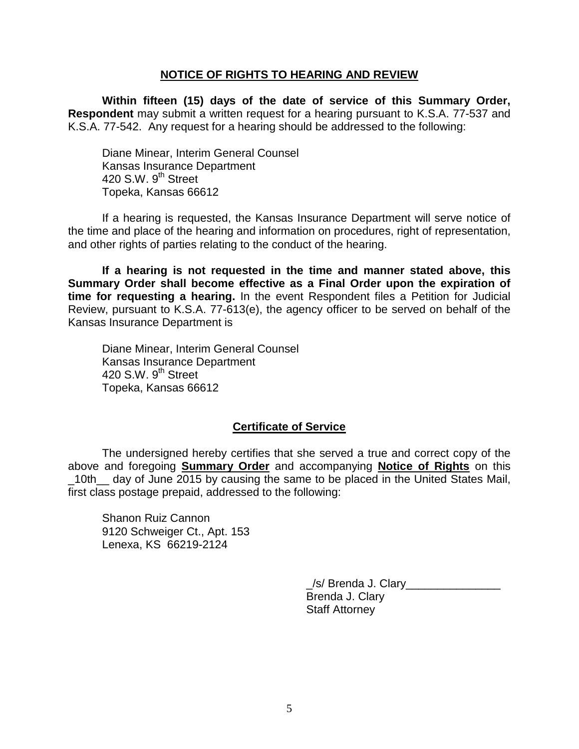## NOTICE OF RIGHTS TO HEARING AND REVIEW

**Within fifteen (15) days of the date of service of this Summary Order, Respondent** may submit a written request for a hearing pursuant to K.S.A. 77-537 and K.S.A. 77-542. Any request for a hearing should be addressed to the following:

Diane Minear, Interim General Counsel
Kansas Insurance Department
420 S.W. 9th Street
Topeka, Kansas 66612

If a hearing is requested, the Kansas Insurance Department will serve notice of the time and place of the hearing and information on procedures, right of representation, and other rights of parties relating to the conduct of the hearing.

**If a hearing is not requested in the time and manner stated above, this Summary Order shall become effective as a Final Order upon the expiration of time for requesting a hearing.** In the event Respondent files a Petition for Judicial Review, pursuant to K.S.A. 77-613(e), the agency officer to be served on behalf of the Kansas Insurance Department is

Diane Minear, Interim General Counsel
Kansas Insurance Department
420 S.W. 9th Street
Topeka, Kansas 66612

## Certificate of Service

The undersigned hereby certifies that she served a true and correct copy of the above and foregoing **Summary Order** and accompanying **Notice of Rights** on this _10th__ day of June 2015 by causing the same to be placed in the United States Mail, first class postage prepaid, addressed to the following:

Shanon Ruiz Cannon
9120 Schweiger Ct., Apt. 153
Lenexa, KS 66219-2124

_/s/ Brenda J. Clary_______________
Brenda J. Clary
Staff Attorney